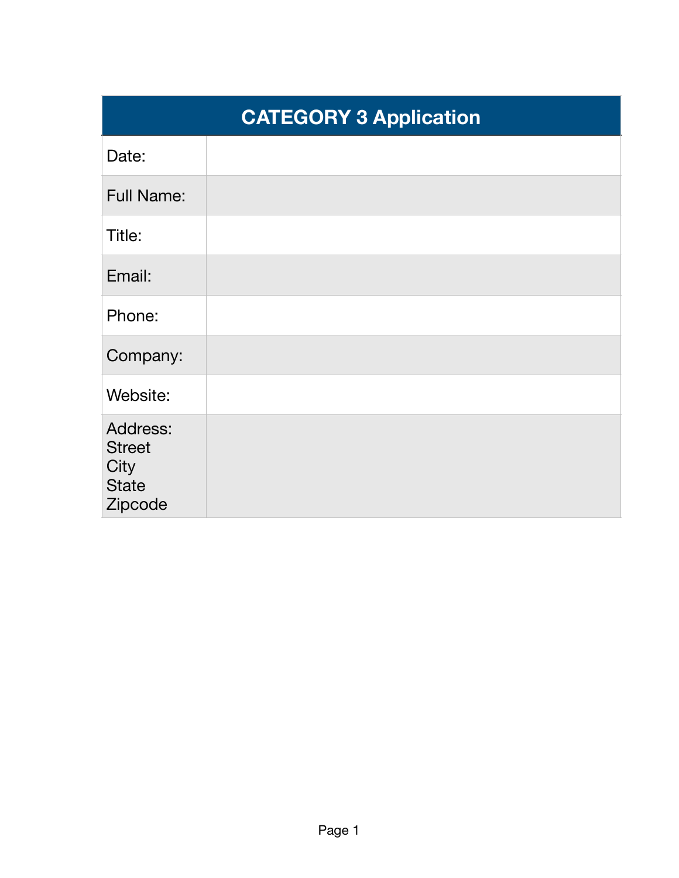| CATEGORY 3 Application | |
|---|---|
| Date: | |
| Full Name: | |
| Title: | |
| Email: | |
| Phone: | |
| Company: | |
| Website: | |
| Address:<br>Street<br>City<br>State<br>Zipcode | |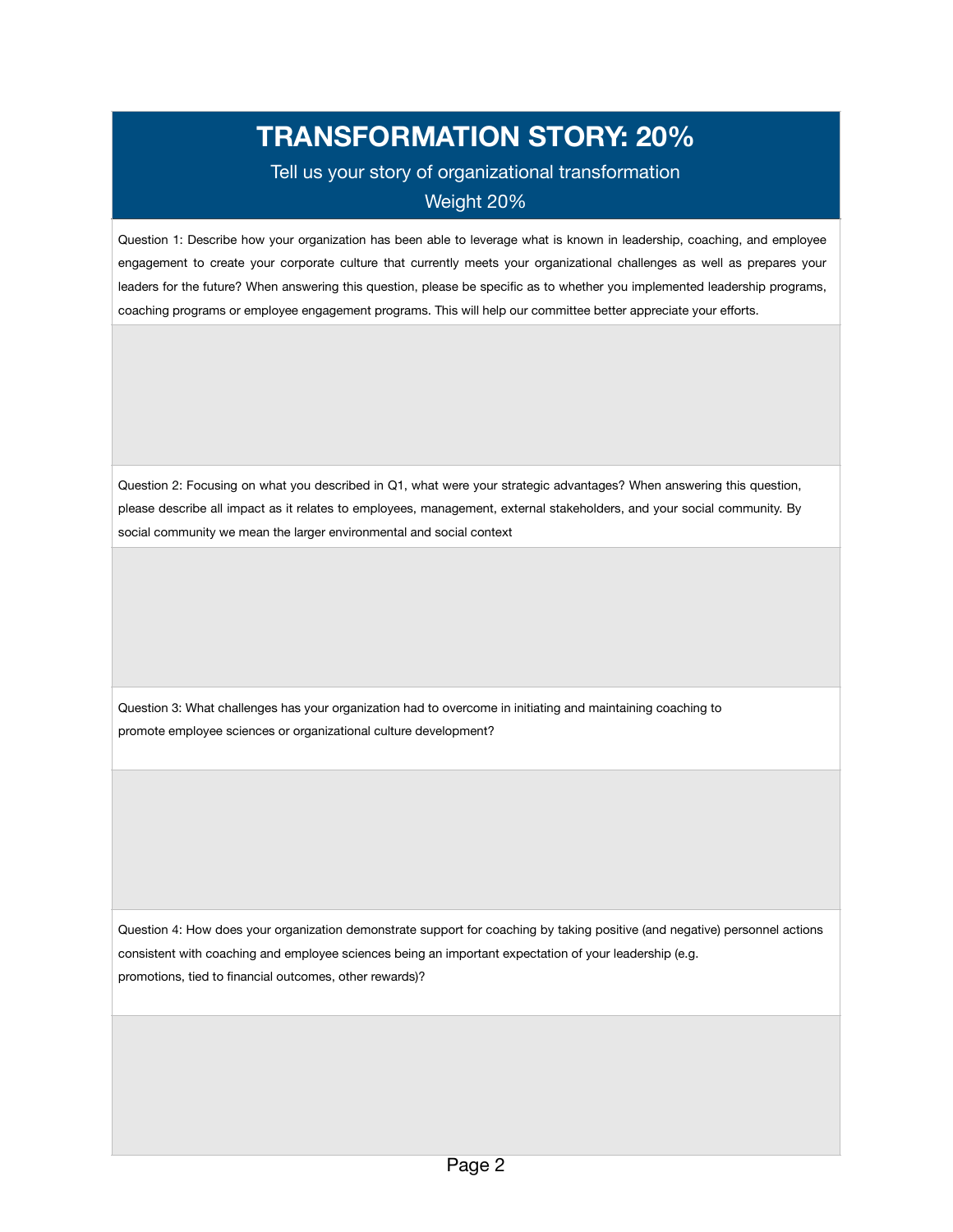# TRANSFORMATION STORY: 20%

Tell us your story of organizational transformation

Weight 20%

Question 1: Describe how your organization has been able to leverage what is known in leadership, coaching, and employee engagement to create your corporate culture that currently meets your organizational challenges as well as prepares your leaders for the future? When answering this question, please be specific as to whether you implemented leadership programs, coaching programs or employee engagement programs. This will help our committee better appreciate your efforts.

Question 2: Focusing on what you described in Q1, what were your strategic advantages? When answering this question, please describe all impact as it relates to employees, management, external stakeholders, and your social community. By social community we mean the larger environmental and social context

Question 3: What challenges has your organization had to overcome in initiating and maintaining coaching to promote employee sciences or organizational culture development?

Question 4: How does your organization demonstrate support for coaching by taking positive (and negative) personnel actions consistent with coaching and employee sciences being an important expectation of your leadership (e.g. promotions, tied to financial outcomes, other rewards)?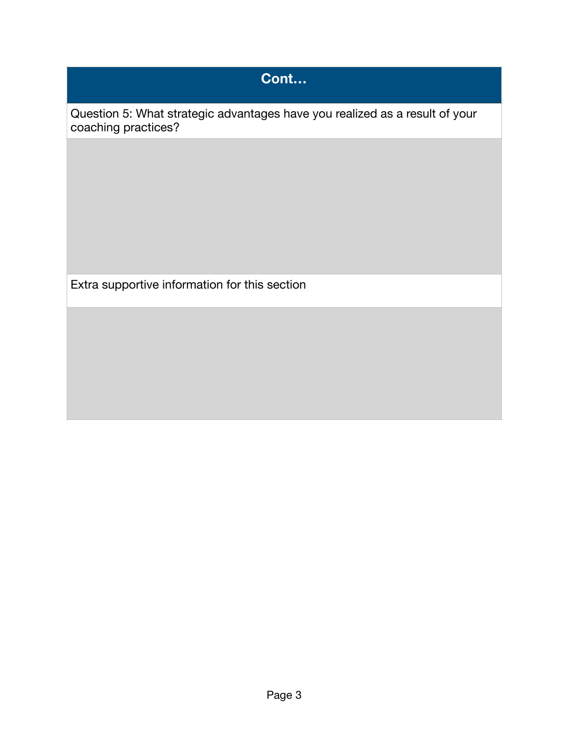## Cont…

Question 5: What strategic advantages have you realized as a result of your coaching practices?

Extra supportive information for this section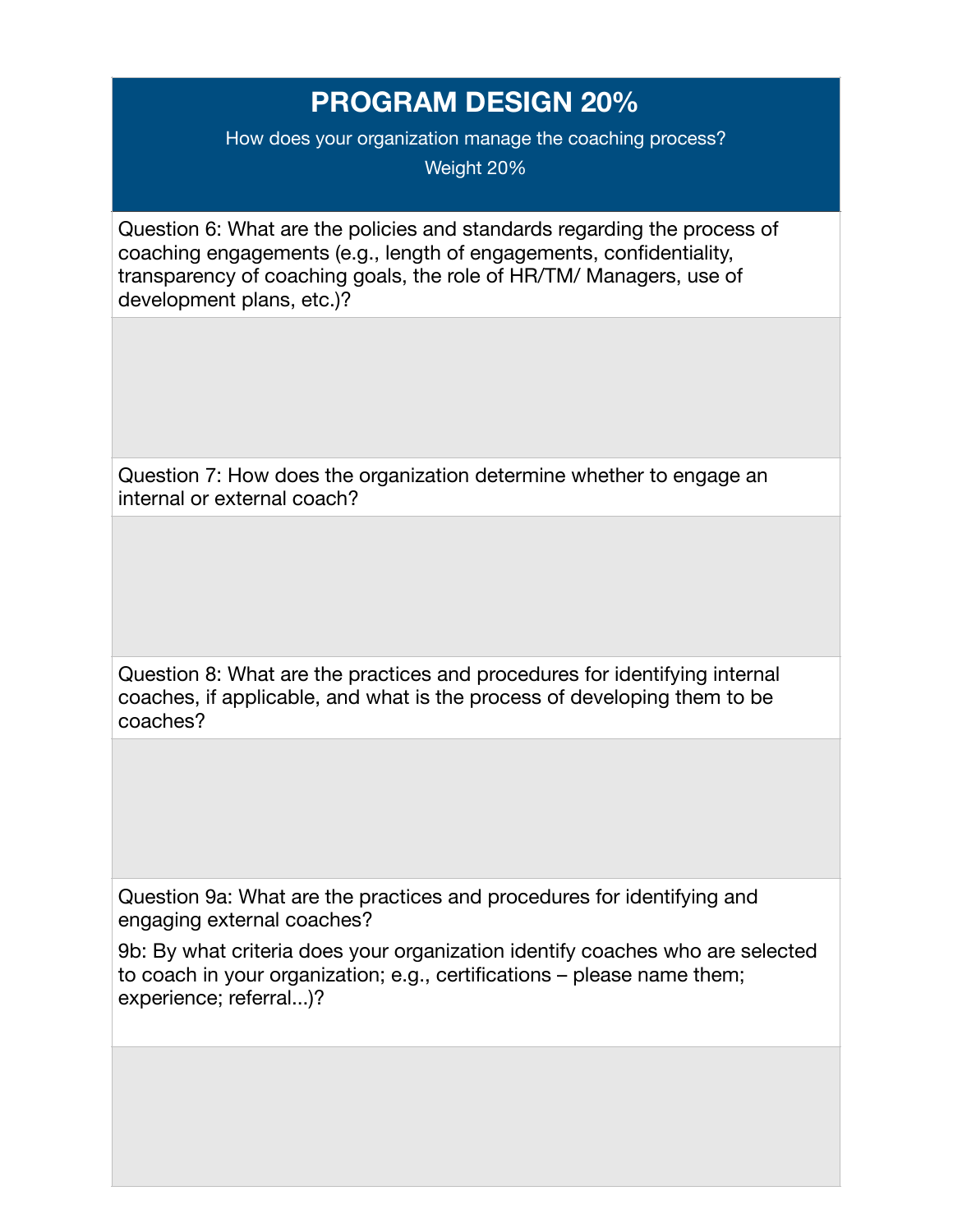# PROGRAM DESIGN 20%

How does your organization manage the coaching process?

Weight 20%

Question 6: What are the policies and standards regarding the process of coaching engagements (e.g., length of engagements, confidentiality, transparency of coaching goals, the role of HR/TM/ Managers, use of development plans, etc.)?

Question 7: How does the organization determine whether to engage an internal or external coach?

Question 8: What are the practices and procedures for identifying internal coaches, if applicable, and what is the process of developing them to be coaches?

Question 9a: What are the practices and procedures for identifying and engaging external coaches?

9b: By what criteria does your organization identify coaches who are selected to coach in your organization; e.g., certifications – please name them; experience; referral...)?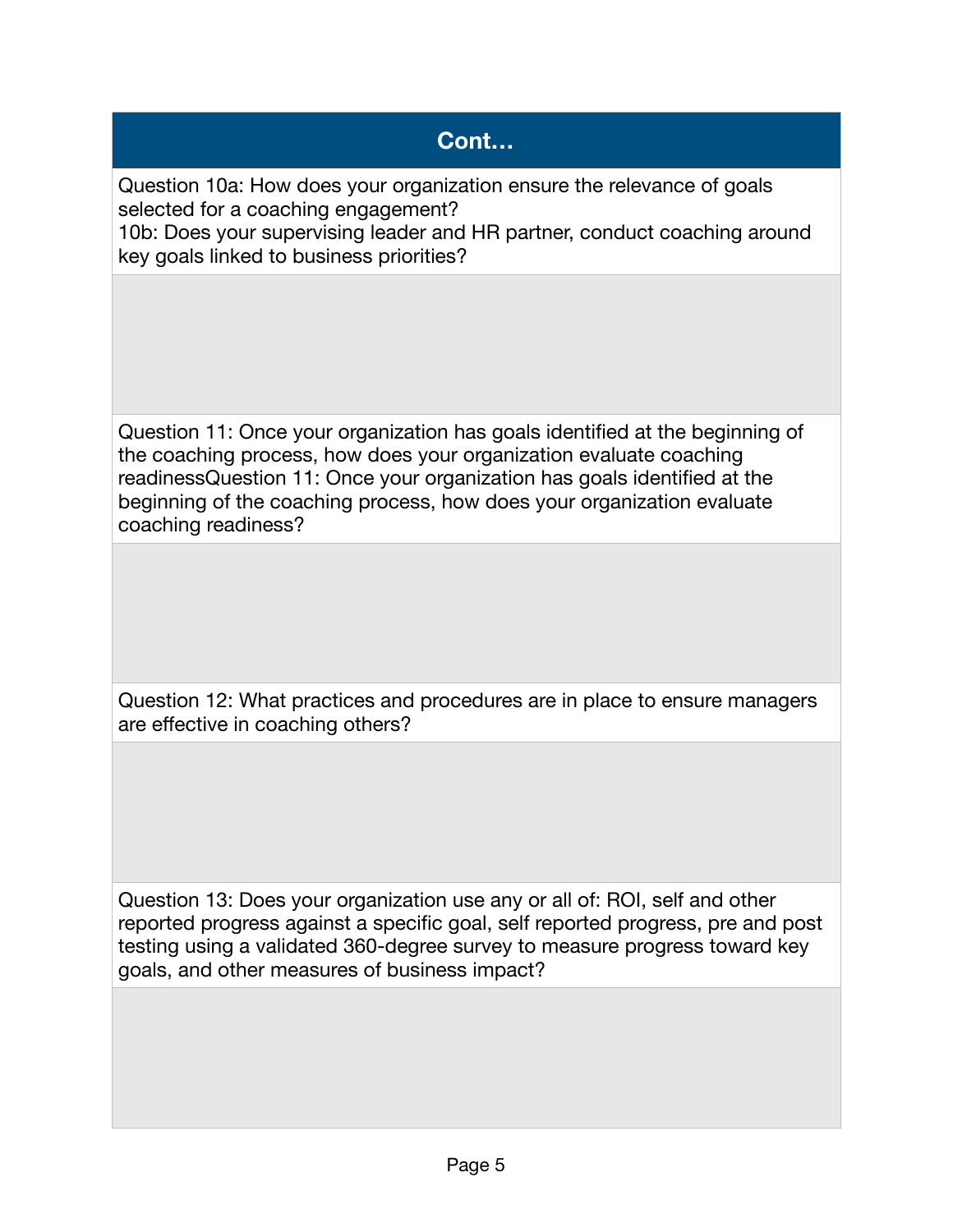## Cont…

Question 10a: How does your organization ensure the relevance of goals selected for a coaching engagement?
10b: Does your supervising leader and HR partner, conduct coaching around key goals linked to business priorities?

Question 11: Once your organization has goals identified at the beginning of the coaching process, how does your organization evaluate coaching readinessQuestion 11: Once your organization has goals identified at the beginning of the coaching process, how does your organization evaluate coaching readiness?

Question 12: What practices and procedures are in place to ensure managers are effective in coaching others?

Question 13: Does your organization use any or all of: ROI, self and other reported progress against a specific goal, self reported progress, pre and post testing using a validated 360-degree survey to measure progress toward key goals, and other measures of business impact?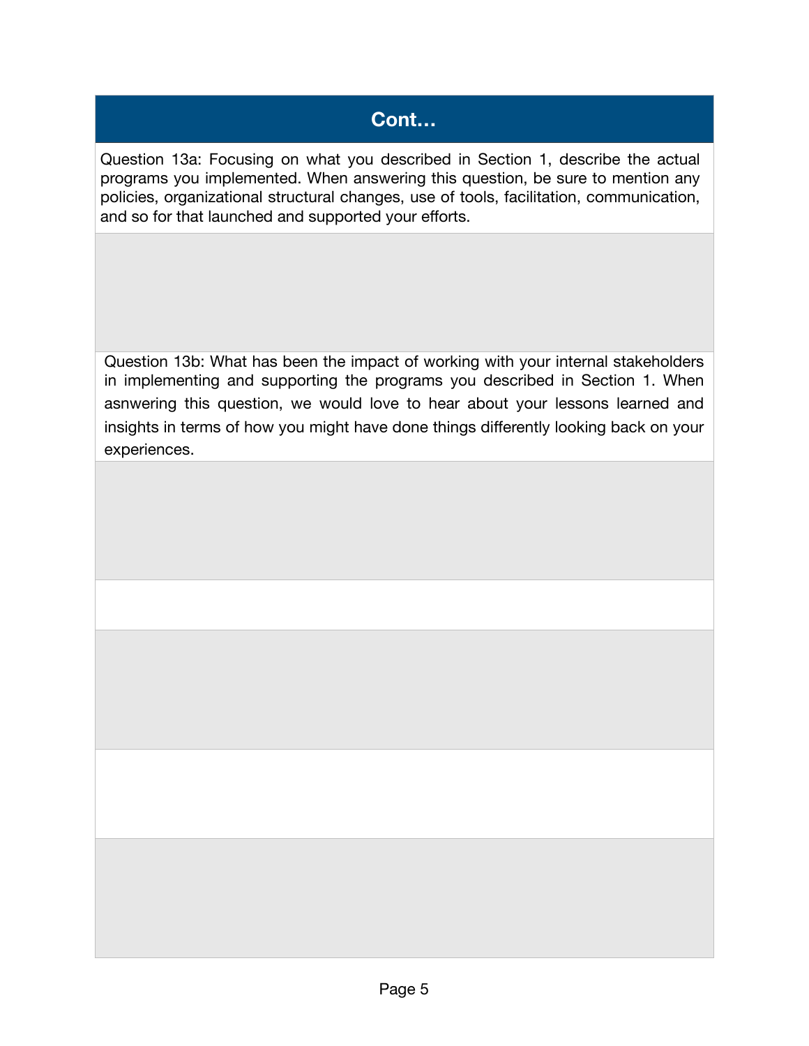## Cont…

Question 13a: Focusing on what you described in Section 1, describe the actual programs you implemented. When answering this question, be sure to mention any policies, organizational structural changes, use of tools, facilitation, communication, and so for that launched and supported your efforts.

Question 13b: What has been the impact of working with your internal stakeholders in implementing and supporting the programs you described in Section 1. When asnwering this question, we would love to hear about your lessons learned and insights in terms of how you might have done things differently looking back on your experiences.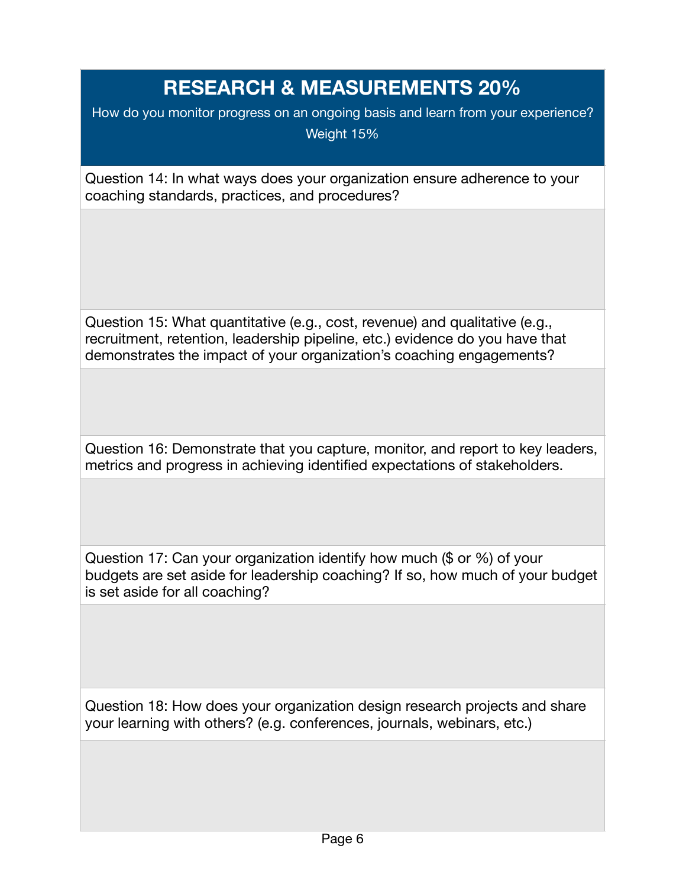## RESEARCH & MEASUREMENTS 20%

How do you monitor progress on an ongoing basis and learn from your experience?

Weight 15%

Question 14: In what ways does your organization ensure adherence to your coaching standards, practices, and procedures?

Question 15: What quantitative (e.g., cost, revenue) and qualitative (e.g., recruitment, retention, leadership pipeline, etc.) evidence do you have that demonstrates the impact of your organization's coaching engagements?

Question 16: Demonstrate that you capture, monitor, and report to key leaders, metrics and progress in achieving identified expectations of stakeholders.

Question 17: Can your organization identify how much ($ or %) of your budgets are set aside for leadership coaching? If so, how much of your budget is set aside for all coaching?

Question 18: How does your organization design research projects and share your learning with others? (e.g. conferences, journals, webinars, etc.)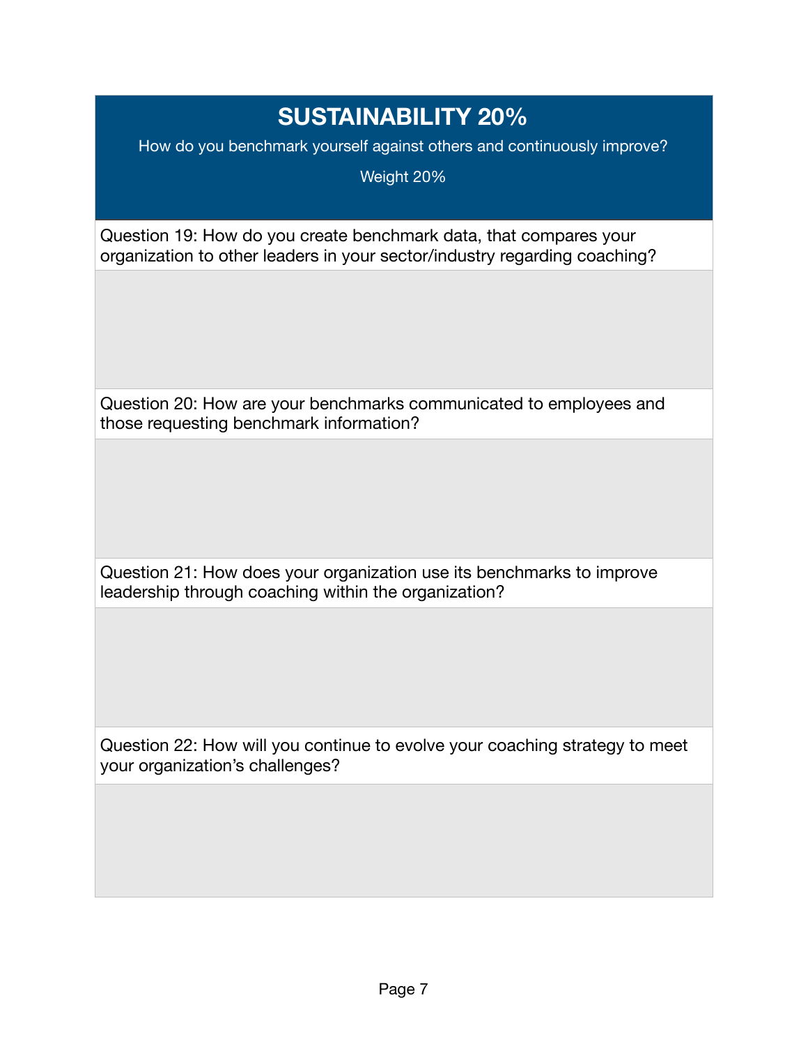## SUSTAINABILITY 20%

How do you benchmark yourself against others and continuously improve?

Weight 20%

Question 19: How do you create benchmark data, that compares your organization to other leaders in your sector/industry regarding coaching?

Question 20: How are your benchmarks communicated to employees and those requesting benchmark information?

Question 21: How does your organization use its benchmarks to improve leadership through coaching within the organization?

Question 22: How will you continue to evolve your coaching strategy to meet your organization's challenges?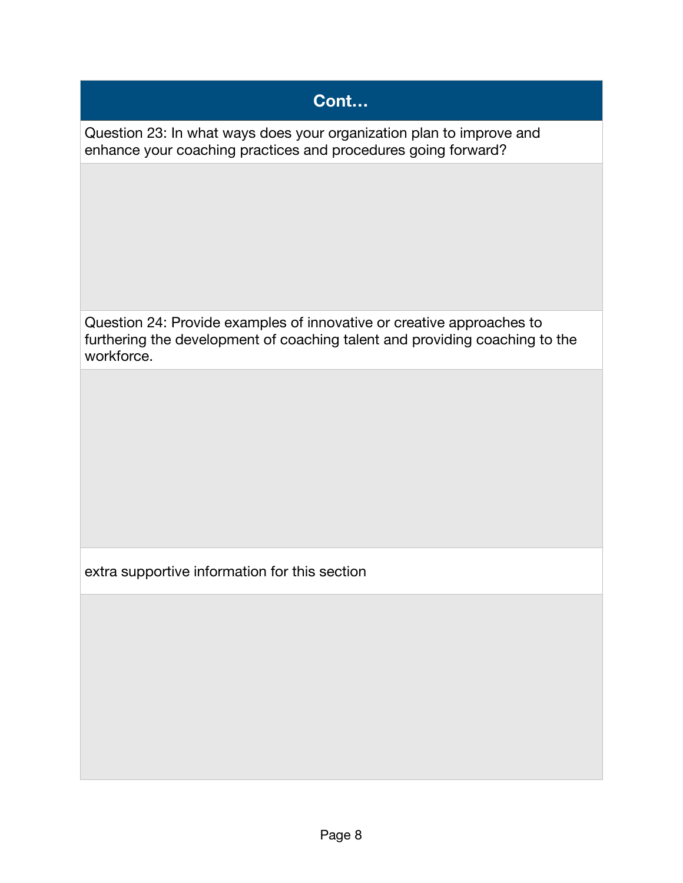## Cont…

Question 23: In what ways does your organization plan to improve and enhance your coaching practices and procedures going forward?

Question 24: Provide examples of innovative or creative approaches to furthering the development of coaching talent and providing coaching to the workforce.

extra supportive information for this section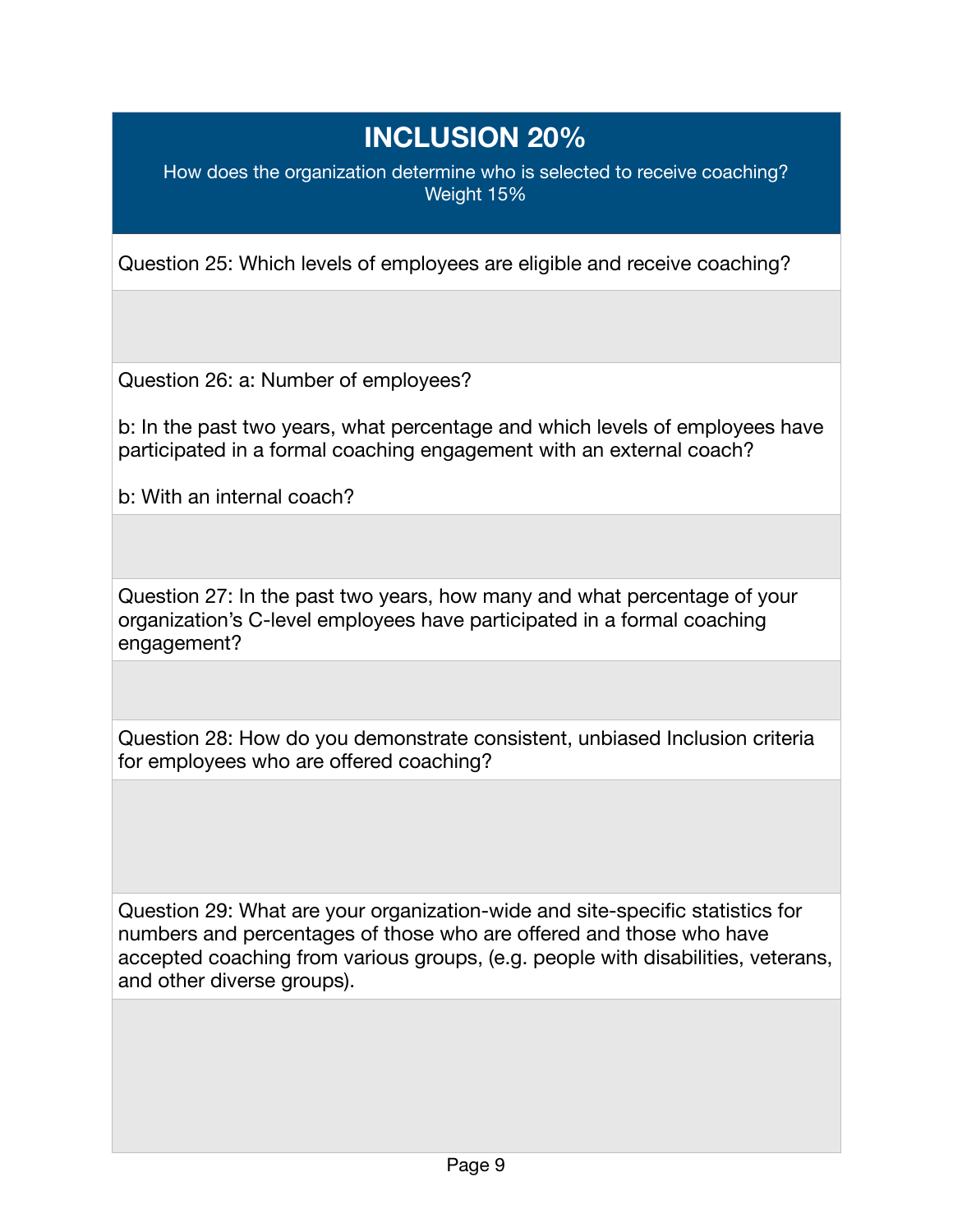## INCLUSION 20%

How does the organization determine who is selected to receive coaching?
Weight 15%

Question 25: Which levels of employees are eligible and receive coaching?

Question 26: a: Number of employees?

b: In the past two years, what percentage and which levels of employees have participated in a formal coaching engagement with an external coach?

b: With an internal coach?

Question 27: In the past two years, how many and what percentage of your organization's C-level employees have participated in a formal coaching engagement?

Question 28: How do you demonstrate consistent, unbiased Inclusion criteria for employees who are offered coaching?

Question 29: What are your organization-wide and site-specific statistics for numbers and percentages of those who are offered and those who have accepted coaching from various groups, (e.g. people with disabilities, veterans, and other diverse groups).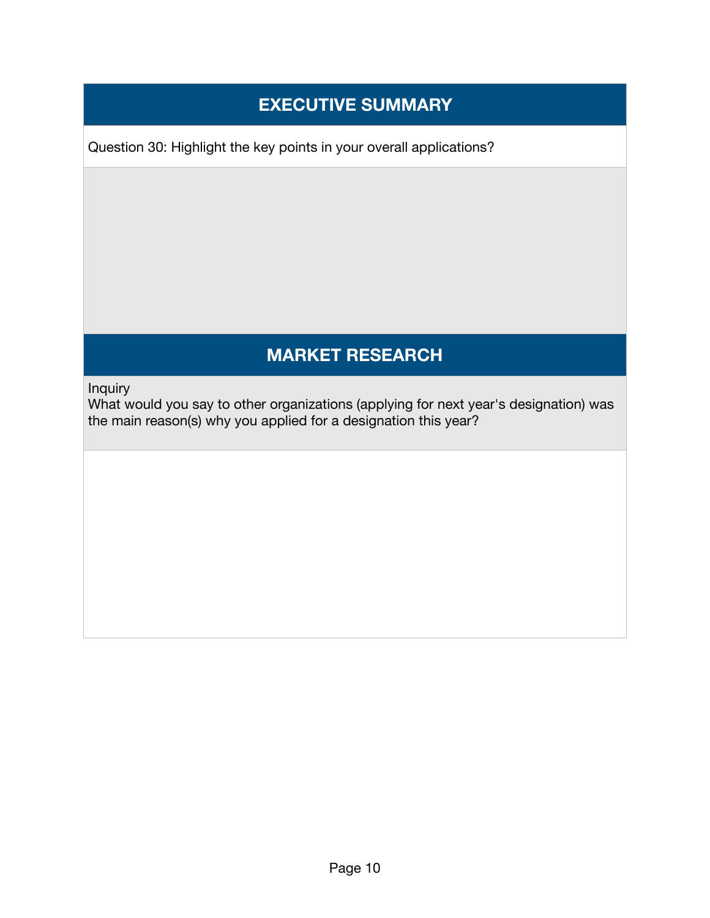## EXECUTIVE SUMMARY

Question 30: Highlight the key points in your overall applications?

## MARKET RESEARCH

Inquiry
What would you say to other organizations (applying for next year's designation) was the main reason(s) why you applied for a designation this year?